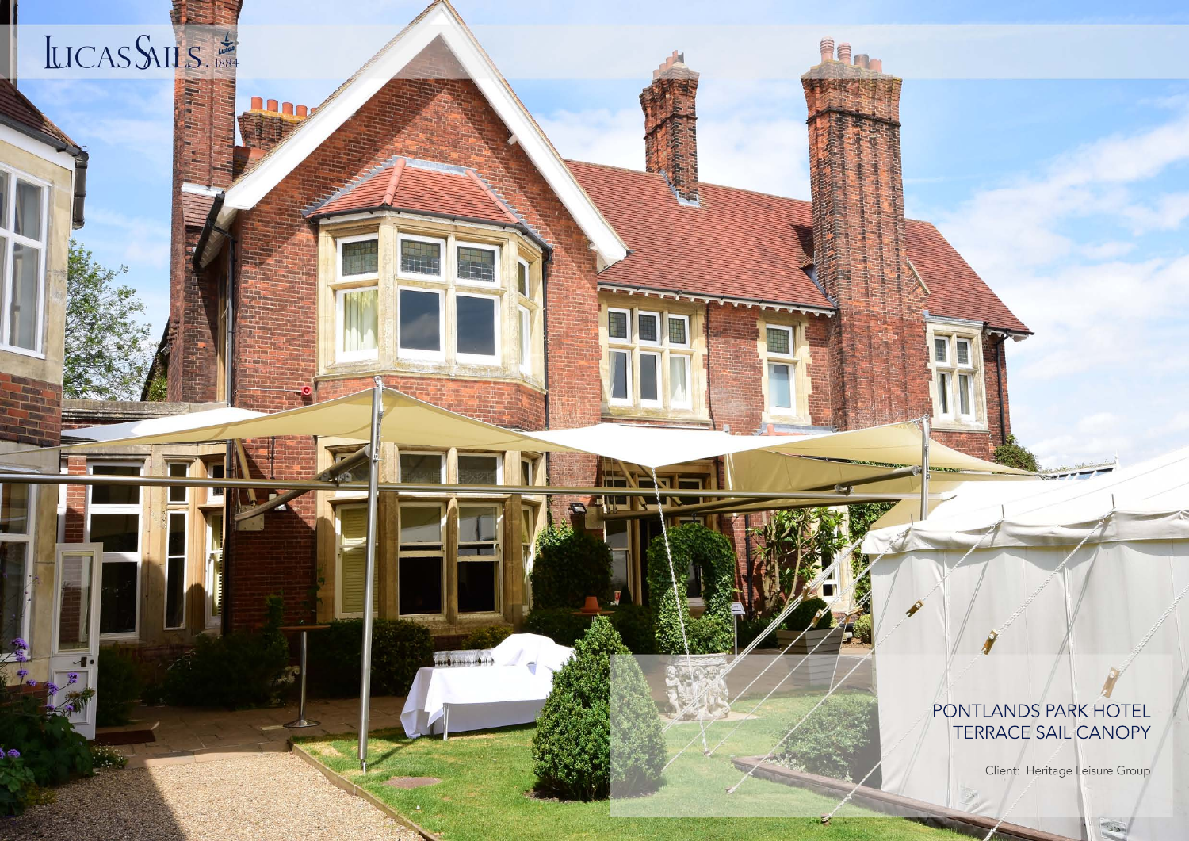LUCAS SAILS. 1884

# PONTLANDS PARK HOTEL TERRACE SAIL CANOPY

Client: Heritage Leisure Group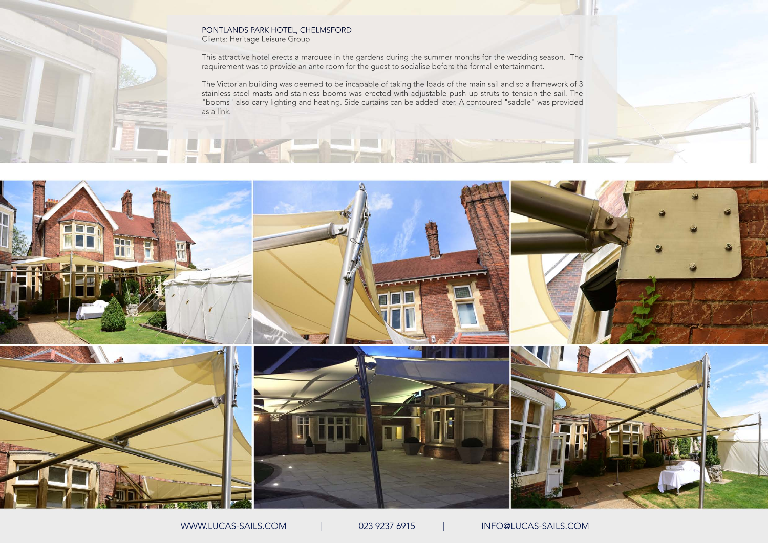PONTLANDS PARK HOTEL, CHELMSFORD
Clients: Heritage Leisure Group

This attractive hotel erects a marquee in the gardens during the summer months for the wedding season. The requirement was to provide an ante room for the guest to socialise before the formal entertainment.

The Victorian building was deemed to be incapable of taking the loads of the main sail and so a framework of 3 stainless steel masts and stainless booms was erected with adjustable push up struts to tension the sail. The "booms" also carry lighting and heating. Side curtains can be added later. A contoured "saddle" was provided as a link.

WWW.LUCAS-SAILS.COM | 023 9237 6915 | INFO@LUCAS-SAILS.COM